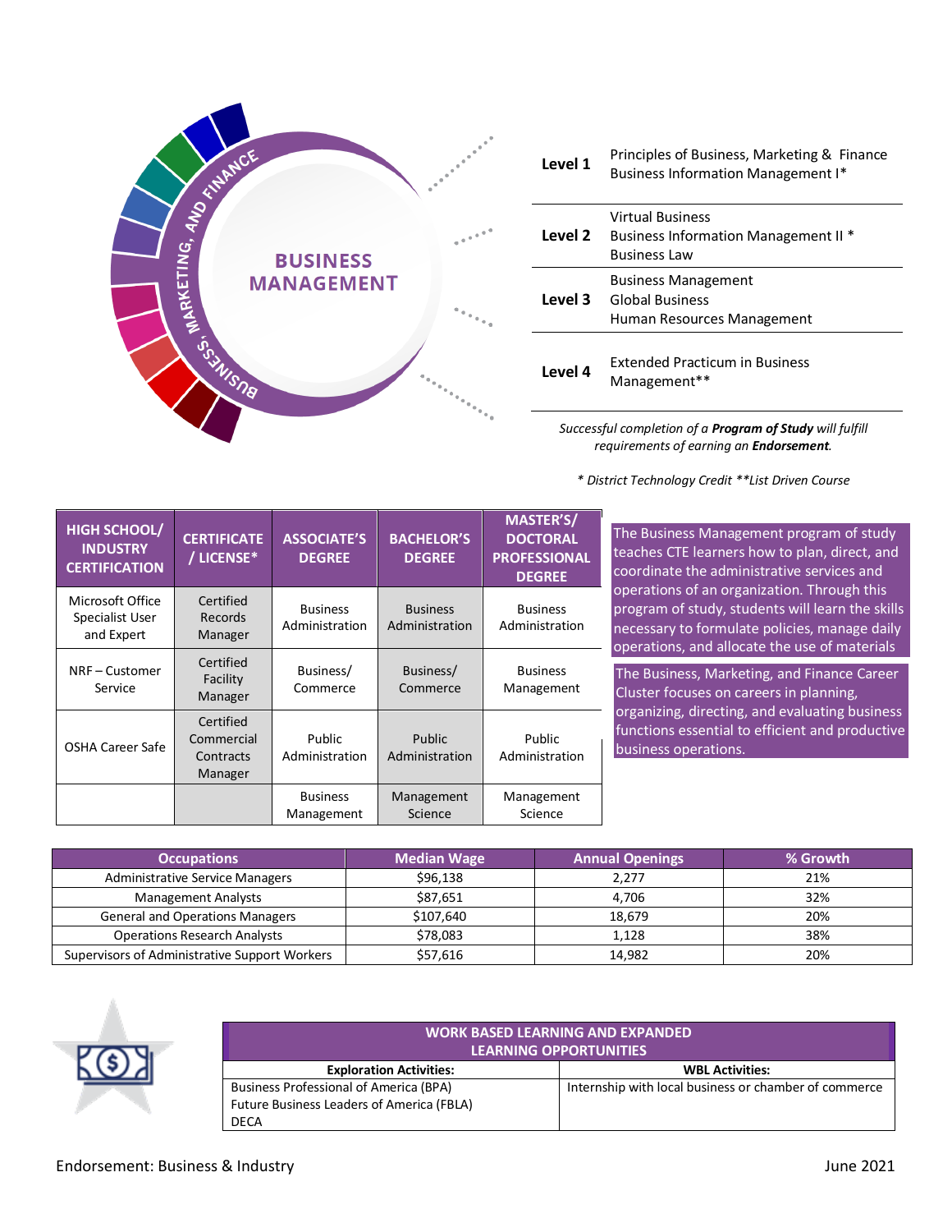# BUSINESS MANAGEMENT

BUSINESS, MARKETING, AND FINANCE

| Level | Courses |
|---|---|
| Level 1 | Principles of Business, Marketing & Finance<br>Business Information Management I* |
| Level 2 | Virtual Business<br>Business Information Management II *<br>Business Law |
| Level 3 | Business Management<br>Global Business<br>Human Resources Management |
| Level 4 | Extended Practicum in Business Management** |

*Successful completion of a **Program of Study** will fulfill requirements of earning an **Endorsement**.*

*\* District Technology Credit \*\*List Driven Course*

| HIGH SCHOOL/ INDUSTRY CERTIFICATION | CERTIFICATE / LICENSE* | ASSOCIATE'S DEGREE | BACHELOR'S DEGREE | MASTER'S/ DOCTORAL PROFESSIONAL DEGREE |
|---|---|---|---|---|
| Microsoft Office Specialist User and Expert | Certified Records Manager | Business Administration | Business Administration | Business Administration |
| NRF – Customer Service | Certified Facility Manager | Business/ Commerce | Business/ Commerce | Business Management |
| OSHA Career Safe | Certified Commercial Contracts Manager | Public Administration | Public Administration | Public Administration |
| | | Business Management | Management Science | Management Science |

The Business Management program of study teaches CTE learners how to plan, direct, and coordinate the administrative services and operations of an organization. Through this program of study, students will learn the skills necessary to formulate policies, manage daily operations, and allocate the use of materials

The Business, Marketing, and Finance Career Cluster focuses on careers in planning, organizing, directing, and evaluating business functions essential to efficient and productive business operations.

| Occupations | Median Wage | Annual Openings | % Growth |
|---|---|---|---|
| Administrative Service Managers | $96,138 | 2,277 | 21% |
| Management Analysts | $87,651 | 4,706 | 32% |
| General and Operations Managers | $107,640 | 18,679 | 20% |
| Operations Research Analysts | $78,083 | 1,128 | 38% |
| Supervisors of Administrative Support Workers | $57,616 | 14,982 | 20% |

| WORK BASED LEARNING AND EXPANDED LEARNING OPPORTUNITIES | |
|---|---|
| **Exploration Activities:** | **WBL Activities:** |
| Business Professional of America (BPA)<br>Future Business Leaders of America (FBLA)<br>DECA | Internship with local business or chamber of commerce |

Endorsement: Business & Industry

June 2021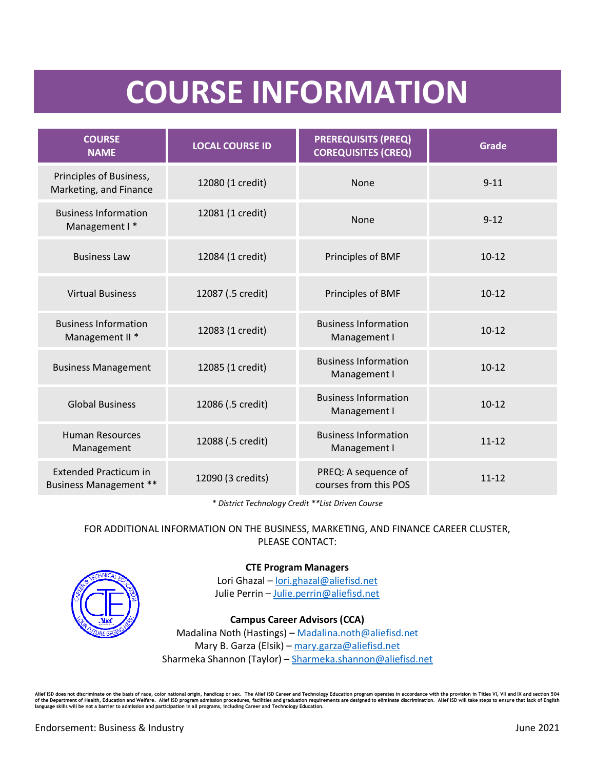# COURSE INFORMATION

| COURSE NAME | LOCAL COURSE ID | PREREQUISITS (PREQ) COREQUISITES (CREQ) | Grade |
|---|---|---|---|
| Principles of Business, Marketing, and Finance | 12080 (1 credit) | None | 9-11 |
| Business Information Management I * | 12081 (1 credit) | None | 9-12 |
| Business Law | 12084 (1 credit) | Principles of BMF | 10-12 |
| Virtual Business | 12087 (.5 credit) | Principles of BMF | 10-12 |
| Business Information Management II * | 12083 (1 credit) | Business Information Management I | 10-12 |
| Business Management | 12085 (1 credit) | Business Information Management I | 10-12 |
| Global Business | 12086 (.5 credit) | Business Information Management I | 10-12 |
| Human Resources Management | 12088 (.5 credit) | Business Information Management I | 11-12 |
| Extended Practicum in Business Management ** | 12090 (3 credits) | PREQ: A sequence of courses from this POS | 11-12 |

*\* District Technology Credit \*\*List Driven Course*

FOR ADDITIONAL INFORMATION ON THE BUSINESS, MARKETING, AND FINANCE CAREER CLUSTER, PLEASE CONTACT:

**CTE Program Managers**

Lori Ghazal – lori.ghazal@aliefisd.net
Julie Perrin – Julie.perrin@aliefisd.net

**Campus Career Advisors (CCA)**

Madalina Noth (Hastings) – Madalina.noth@aliefisd.net
Mary B. Garza (Elsik) – mary.garza@aliefisd.net
Sharmeka Shannon (Taylor) – Sharmeka.shannon@aliefisd.net

Alief ISD does not discriminate on the basis of race, color national origin, handicap or sex. The Alief ISD Career and Technology Education program operates in accordance with the provision in Titles VI, VII and IX and section 504 of the Department of Health, Education and Welfare. Alief ISD program admission procedures, facilities and graduation requirements are designed to eliminate discrimination. Alief ISD will take steps to ensure that lack of English language skills will be not a barrier to admission and participation in all programs, including Career and Technology Education.

Endorsement: Business & Industry

June 2021